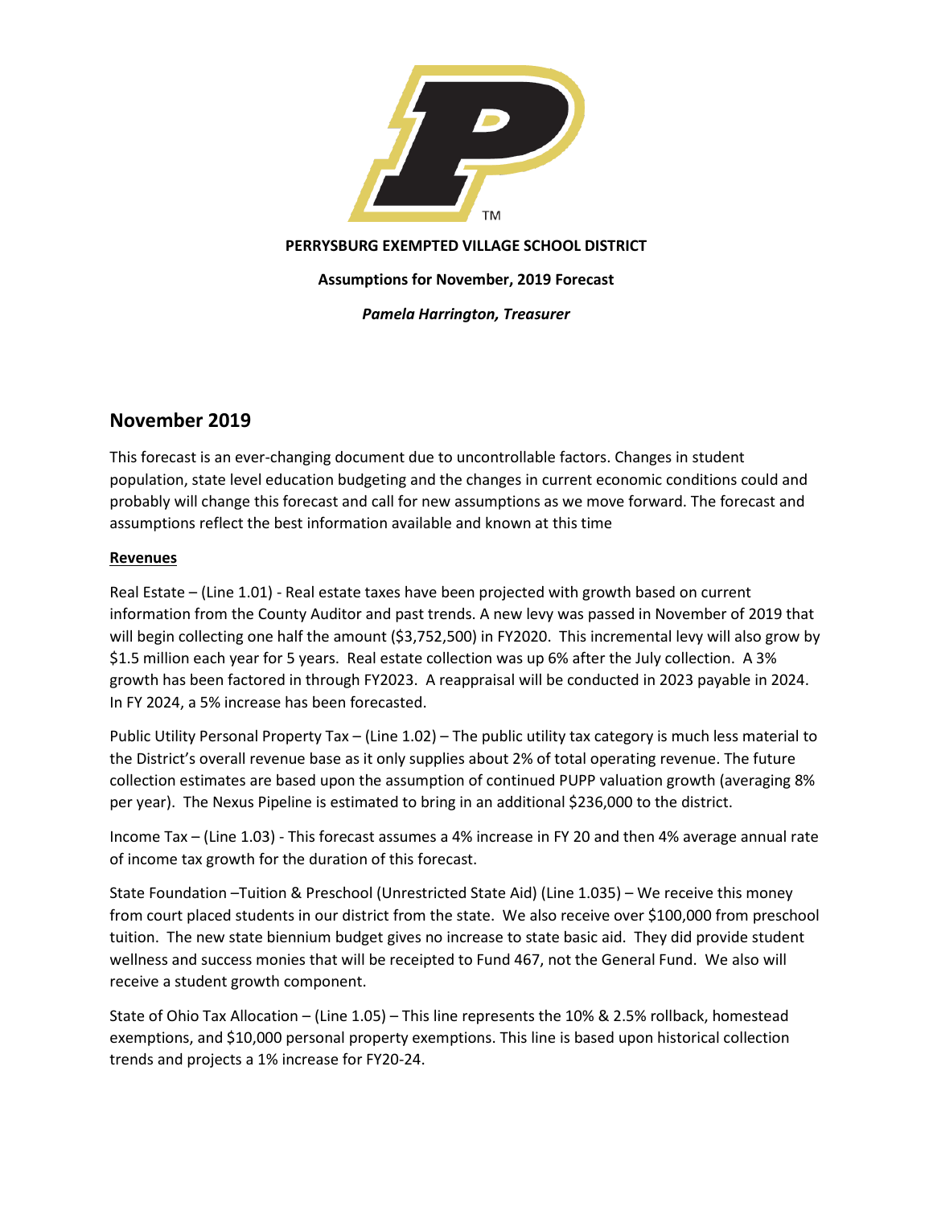**PERRYSBURG EXEMPTED VILLAGE SCHOOL DISTRICT**

**Assumptions for November, 2019 Forecast**

***Pamela Harrington, Treasurer***

## November 2019

This forecast is an ever-changing document due to uncontrollable factors. Changes in student population, state level education budgeting and the changes in current economic conditions could and probably will change this forecast and call for new assumptions as we move forward. The forecast and assumptions reflect the best information available and known at this time

**Revenues**

Real Estate – (Line 1.01) - Real estate taxes have been projected with growth based on current information from the County Auditor and past trends. A new levy was passed in November of 2019 that will begin collecting one half the amount ($3,752,500) in FY2020. This incremental levy will also grow by $1.5 million each year for 5 years. Real estate collection was up 6% after the July collection. A 3% growth has been factored in through FY2023. A reappraisal will be conducted in 2023 payable in 2024. In FY 2024, a 5% increase has been forecasted.

Public Utility Personal Property Tax – (Line 1.02) – The public utility tax category is much less material to the District's overall revenue base as it only supplies about 2% of total operating revenue. The future collection estimates are based upon the assumption of continued PUPP valuation growth (averaging 8% per year). The Nexus Pipeline is estimated to bring in an additional $236,000 to the district.

Income Tax – (Line 1.03) - This forecast assumes a 4% increase in FY 20 and then 4% average annual rate of income tax growth for the duration of this forecast.

State Foundation –Tuition & Preschool (Unrestricted State Aid) (Line 1.035) – We receive this money from court placed students in our district from the state. We also receive over $100,000 from preschool tuition. The new state biennium budget gives no increase to state basic aid. They did provide student wellness and success monies that will be receipted to Fund 467, not the General Fund. We also will receive a student growth component.

State of Ohio Tax Allocation – (Line 1.05) – This line represents the 10% & 2.5% rollback, homestead exemptions, and $10,000 personal property exemptions. This line is based upon historical collection trends and projects a 1% increase for FY20-24.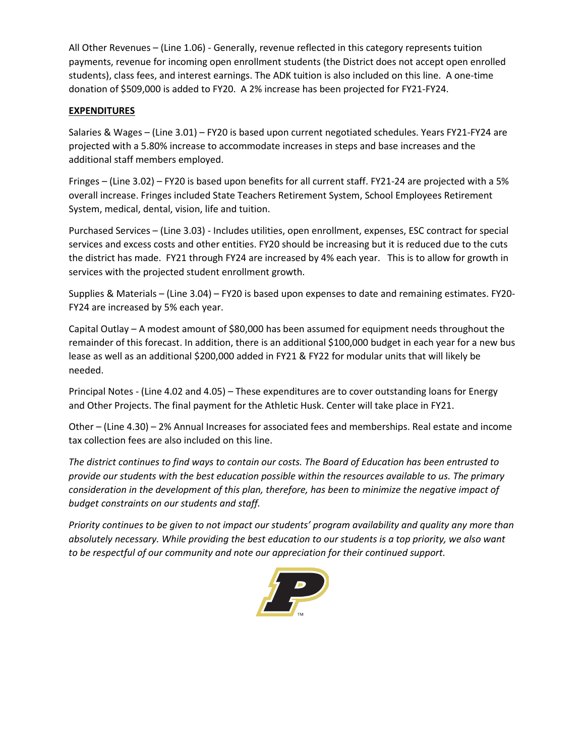All Other Revenues – (Line 1.06) - Generally, revenue reflected in this category represents tuition payments, revenue for incoming open enrollment students (the District does not accept open enrolled students), class fees, and interest earnings. The ADK tuition is also included on this line. A one-time donation of $509,000 is added to FY20. A 2% increase has been projected for FY21-FY24.

**EXPENDITURES**

Salaries & Wages – (Line 3.01) – FY20 is based upon current negotiated schedules. Years FY21-FY24 are projected with a 5.80% increase to accommodate increases in steps and base increases and the additional staff members employed.

Fringes – (Line 3.02) – FY20 is based upon benefits for all current staff. FY21-24 are projected with a 5% overall increase. Fringes included State Teachers Retirement System, School Employees Retirement System, medical, dental, vision, life and tuition.

Purchased Services – (Line 3.03) - Includes utilities, open enrollment, expenses, ESC contract for special services and excess costs and other entities. FY20 should be increasing but it is reduced due to the cuts the district has made. FY21 through FY24 are increased by 4% each year. This is to allow for growth in services with the projected student enrollment growth.

Supplies & Materials – (Line 3.04) – FY20 is based upon expenses to date and remaining estimates. FY20-FY24 are increased by 5% each year.

Capital Outlay – A modest amount of $80,000 has been assumed for equipment needs throughout the remainder of this forecast. In addition, there is an additional $100,000 budget in each year for a new bus lease as well as an additional $200,000 added in FY21 & FY22 for modular units that will likely be needed.

Principal Notes - (Line 4.02 and 4.05) – These expenditures are to cover outstanding loans for Energy and Other Projects. The final payment for the Athletic Husk. Center will take place in FY21.

Other – (Line 4.30) – 2% Annual Increases for associated fees and memberships. Real estate and income tax collection fees are also included on this line.

*The district continues to find ways to contain our costs. The Board of Education has been entrusted to provide our students with the best education possible within the resources available to us. The primary consideration in the development of this plan, therefore, has been to minimize the negative impact of budget constraints on our students and staff.*

*Priority continues to be given to not impact our students' program availability and quality any more than absolutely necessary. While providing the best education to our students is a top priority, we also want to be respectful of our community and note our appreciation for their continued support.*